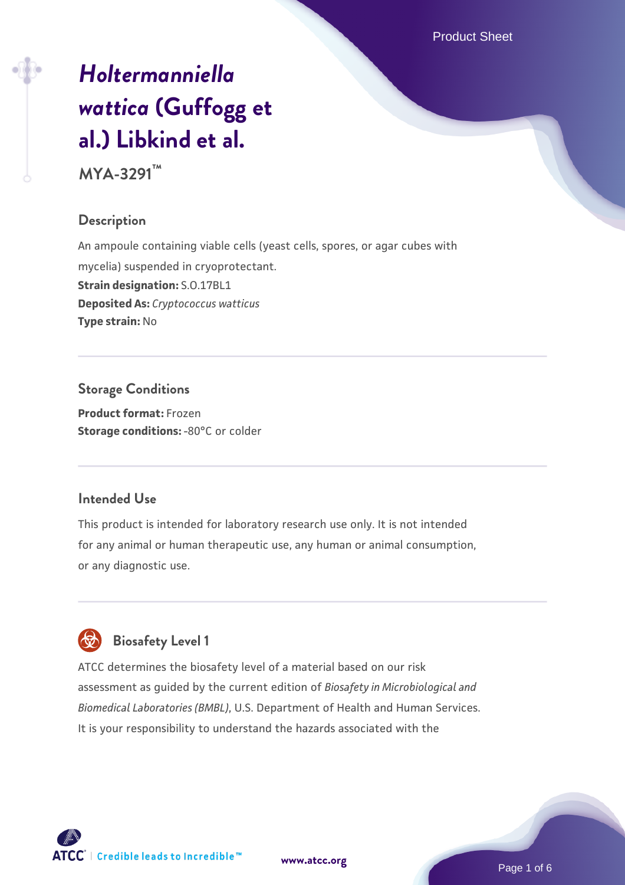# *Holtermanniella wattica* (Guffogg et al.) Libkind et al.

**MYA-3291™**

## Description

An ampoule containing viable cells (yeast cells, spores, or agar cubes with mycelia) suspended in cryoprotectant.

**Strain designation:** S.O.17BL1
**Deposited As:** *Cryptococcus watticus*
**Type strain:** No

## Storage Conditions

**Product format:** Frozen
**Storage conditions:** -80°C or colder

## Intended Use

This product is intended for laboratory research use only. It is not intended for any animal or human therapeutic use, any human or animal consumption, or any diagnostic use.

## Biosafety Level 1

ATCC determines the biosafety level of a material based on our risk assessment as guided by the current edition of *Biosafety in Microbiological and Biomedical Laboratories (BMBL)*, U.S. Department of Health and Human Services. It is your responsibility to understand the hazards associated with the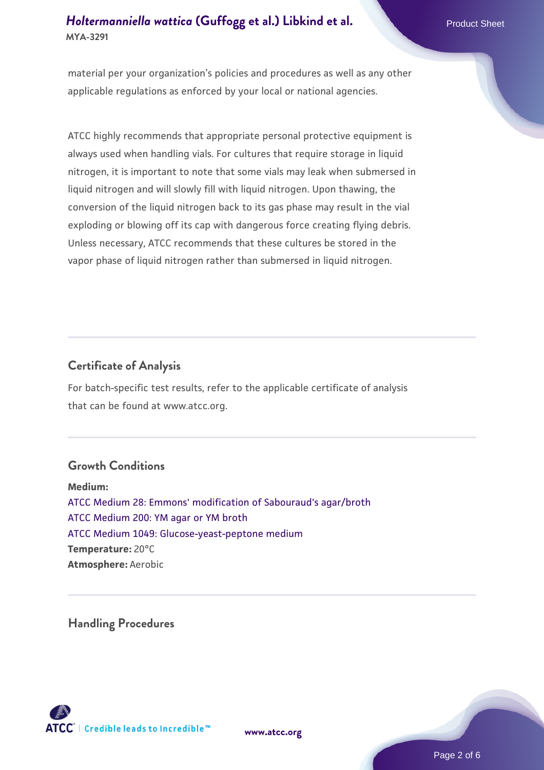material per your organization's policies and procedures as well as any other applicable regulations as enforced by your local or national agencies.

ATCC highly recommends that appropriate personal protective equipment is always used when handling vials. For cultures that require storage in liquid nitrogen, it is important to note that some vials may leak when submersed in liquid nitrogen and will slowly fill with liquid nitrogen. Upon thawing, the conversion of the liquid nitrogen back to its gas phase may result in the vial exploding or blowing off its cap with dangerous force creating flying debris. Unless necessary, ATCC recommends that these cultures be stored in the vapor phase of liquid nitrogen rather than submersed in liquid nitrogen.

## Certificate of Analysis

For batch-specific test results, refer to the applicable certificate of analysis that can be found at www.atcc.org.

## Growth Conditions

**Medium:**
ATCC Medium 28: Emmons' modification of Sabouraud's agar/broth
ATCC Medium 200: YM agar or YM broth
ATCC Medium 1049: Glucose-yeast-peptone medium
**Temperature:** 20°C
**Atmosphere:** Aerobic

## Handling Procedures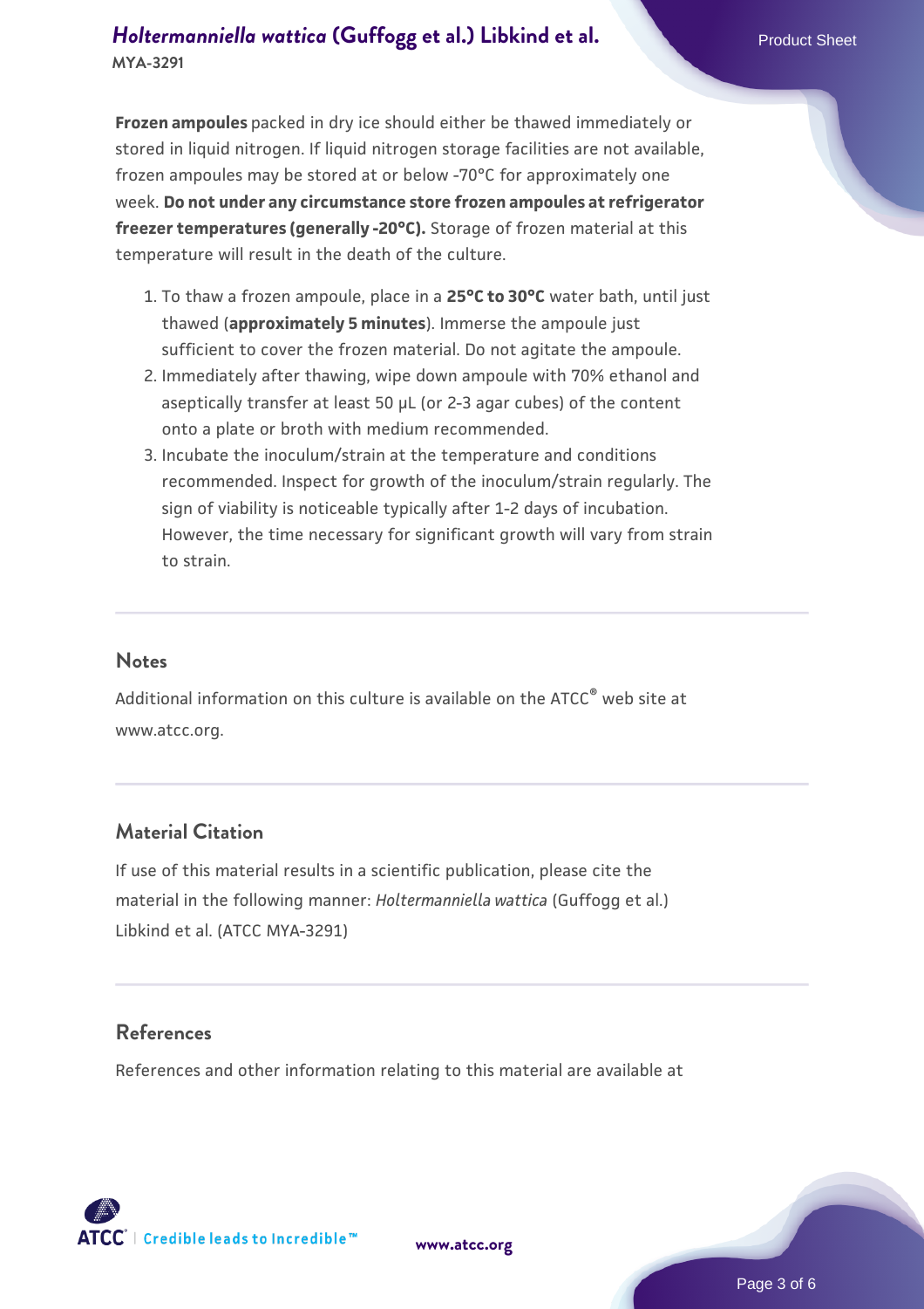**Frozen ampoules** packed in dry ice should either be thawed immediately or stored in liquid nitrogen. If liquid nitrogen storage facilities are not available, frozen ampoules may be stored at or below -70°C for approximately one week. **Do not under any circumstance store frozen ampoules at refrigerator freezer temperatures (generally -20°C).** Storage of frozen material at this temperature will result in the death of the culture.

1. To thaw a frozen ampoule, place in a **25°C to 30°C** water bath, until just thawed (**approximately 5 minutes**). Immerse the ampoule just sufficient to cover the frozen material. Do not agitate the ampoule.
2. Immediately after thawing, wipe down ampoule with 70% ethanol and aseptically transfer at least 50 µL (or 2-3 agar cubes) of the content onto a plate or broth with medium recommended.
3. Incubate the inoculum/strain at the temperature and conditions recommended. Inspect for growth of the inoculum/strain regularly. The sign of viability is noticeable typically after 1-2 days of incubation. However, the time necessary for significant growth will vary from strain to strain.

## Notes

Additional information on this culture is available on the ATCC® web site at www.atcc.org.

## Material Citation

If use of this material results in a scientific publication, please cite the material in the following manner: *Holtermanniella wattica* (Guffogg et al.) Libkind et al. (ATCC MYA-3291)

## References

References and other information relating to this material are available at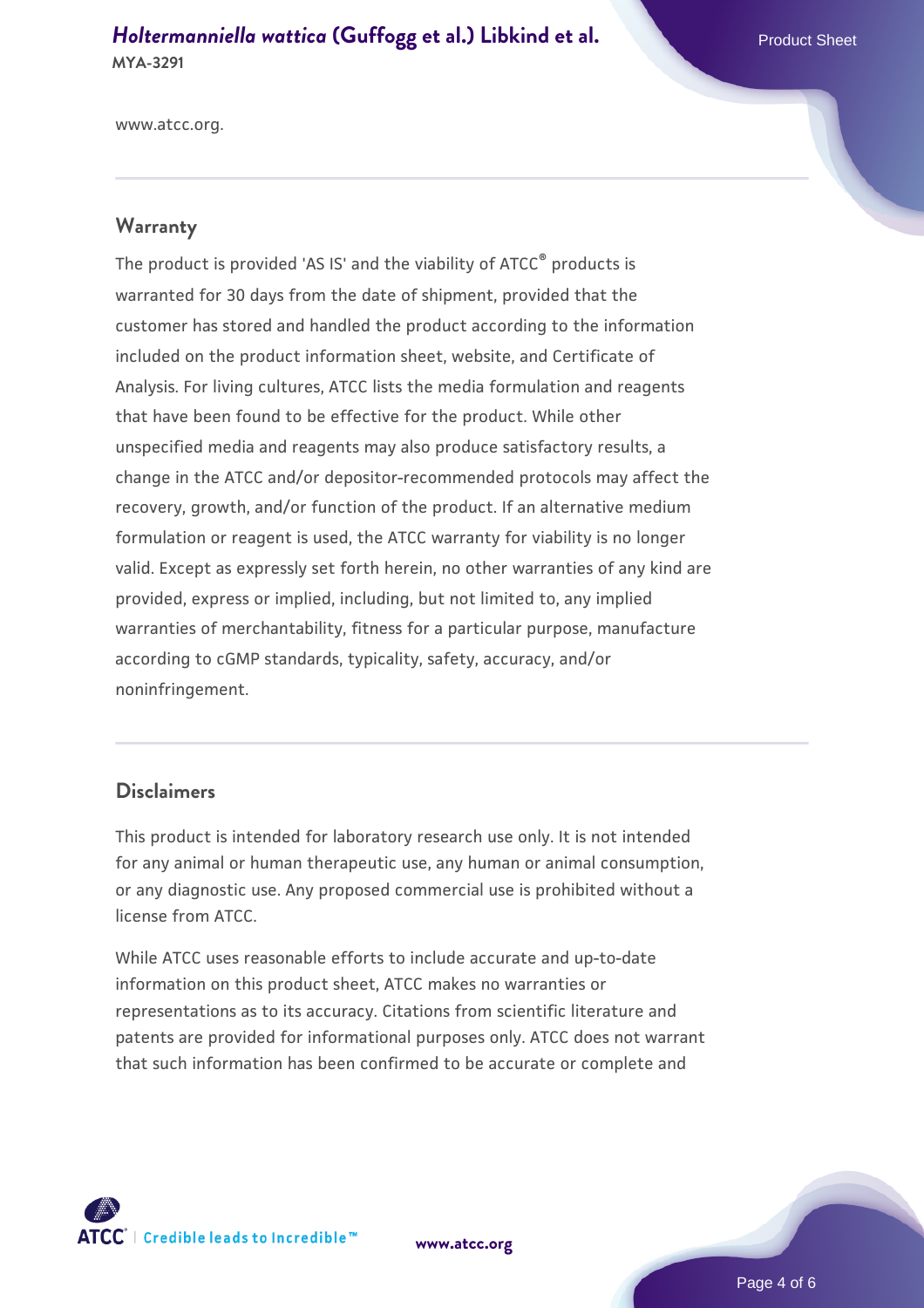www.atcc.org.

## Warranty

The product is provided 'AS IS' and the viability of ATCC® products is warranted for 30 days from the date of shipment, provided that the customer has stored and handled the product according to the information included on the product information sheet, website, and Certificate of Analysis. For living cultures, ATCC lists the media formulation and reagents that have been found to be effective for the product. While other unspecified media and reagents may also produce satisfactory results, a change in the ATCC and/or depositor-recommended protocols may affect the recovery, growth, and/or function of the product. If an alternative medium formulation or reagent is used, the ATCC warranty for viability is no longer valid. Except as expressly set forth herein, no other warranties of any kind are provided, express or implied, including, but not limited to, any implied warranties of merchantability, fitness for a particular purpose, manufacture according to cGMP standards, typicality, safety, accuracy, and/or noninfringement.

## Disclaimers

This product is intended for laboratory research use only. It is not intended for any animal or human therapeutic use, any human or animal consumption, or any diagnostic use. Any proposed commercial use is prohibited without a license from ATCC.

While ATCC uses reasonable efforts to include accurate and up-to-date information on this product sheet, ATCC makes no warranties or representations as to its accuracy. Citations from scientific literature and patents are provided for informational purposes only. ATCC does not warrant that such information has been confirmed to be accurate or complete and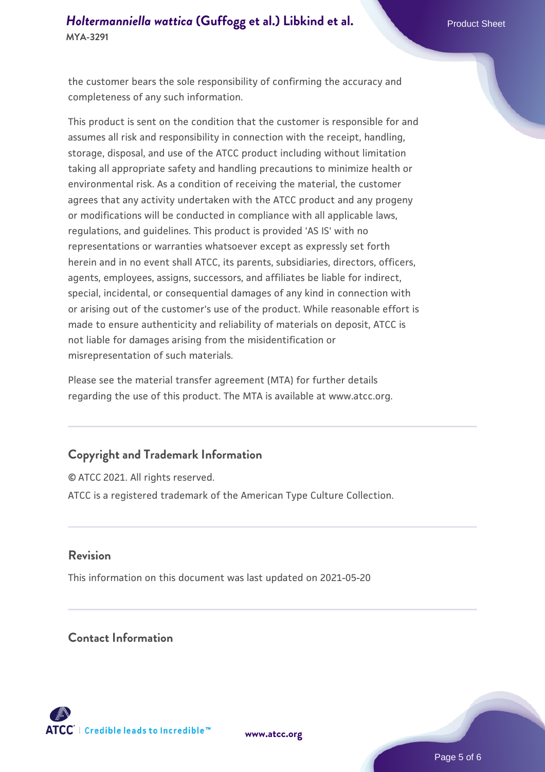the customer bears the sole responsibility of confirming the accuracy and completeness of any such information.

This product is sent on the condition that the customer is responsible for and assumes all risk and responsibility in connection with the receipt, handling, storage, disposal, and use of the ATCC product including without limitation taking all appropriate safety and handling precautions to minimize health or environmental risk. As a condition of receiving the material, the customer agrees that any activity undertaken with the ATCC product and any progeny or modifications will be conducted in compliance with all applicable laws, regulations, and guidelines. This product is provided 'AS IS' with no representations or warranties whatsoever except as expressly set forth herein and in no event shall ATCC, its parents, subsidiaries, directors, officers, agents, employees, assigns, successors, and affiliates be liable for indirect, special, incidental, or consequential damages of any kind in connection with or arising out of the customer's use of the product. While reasonable effort is made to ensure authenticity and reliability of materials on deposit, ATCC is not liable for damages arising from the misidentification or misrepresentation of such materials.

Please see the material transfer agreement (MTA) for further details regarding the use of this product. The MTA is available at www.atcc.org.

## Copyright and Trademark Information

© ATCC 2021. All rights reserved.

ATCC is a registered trademark of the American Type Culture Collection.

## Revision

This information on this document was last updated on 2021-05-20

## Contact Information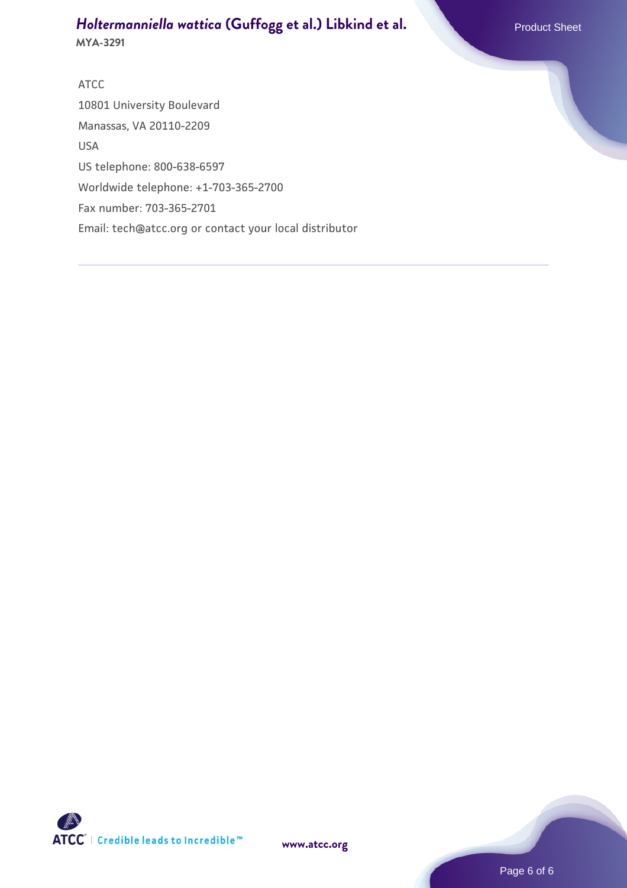ATCC

10801 University Boulevard

Manassas, VA 20110-2209

USA

US telephone: 800-638-6597

Worldwide telephone: +1-703-365-2700

Fax number: 703-365-2701

Email: tech@atcc.org or contact your local distributor